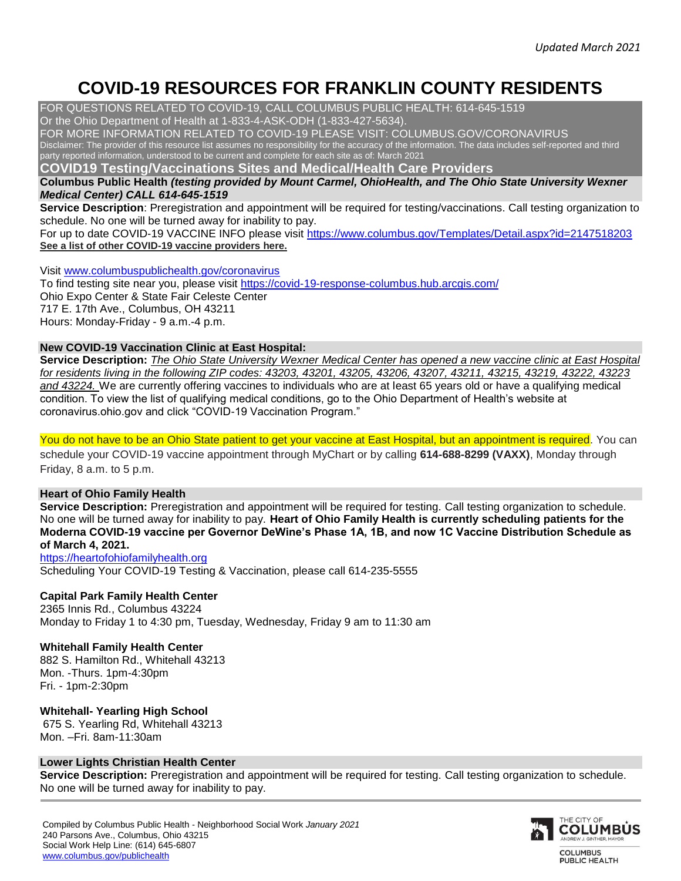*Updated March 2021*

# COVID-19 RESOURCES FOR FRANKLIN COUNTY RESIDENTS

FOR QUESTIONS RELATED TO COVID-19, CALL COLUMBUS PUBLIC HEALTH: 614-645-1519
Or the Ohio Department of Health at 1-833-4-ASK-ODH (1-833-427-5634).
FOR MORE INFORMATION RELATED TO COVID-19 PLEASE VISIT: COLUMBUS.GOV/CORONAVIRUS
Disclaimer: The provider of this resource list assumes no responsibility for the accuracy of the information. The data includes self-reported and third party reported information, understood to be current and complete for each site as of: March 2021

## COVID19 Testing/Vaccinations Sites and Medical/Health Care Providers

### Columbus Public Health *(testing provided by Mount Carmel, OhioHealth, and The Ohio State University Wexner Medical Center)* *CALL 614-645-1519*

**Service Description**: Preregistration and appointment will be required for testing/vaccinations. Call testing organization to schedule. No one will be turned away for inability to pay.
For up to date COVID-19 VACCINE INFO please visit https://www.columbus.gov/Templates/Detail.aspx?id=2147518203
**See a list of other COVID-19 vaccine providers here.**

Visit www.columbuspublichealth.gov/coronavirus
To find testing site near you, please visit https://covid-19-response-columbus.hub.arcgis.com/
Ohio Expo Center & State Fair Celeste Center
717 E. 17th Ave., Columbus, OH 43211
Hours: Monday-Friday - 9 a.m.-4 p.m.

### New COVID-19 Vaccination Clinic at East Hospital:

**Service Description:** *The Ohio State University Wexner Medical Center has opened a new vaccine clinic at East Hospital for residents living in the following ZIP codes: 43203, 43201, 43205, 43206, 43207, 43211, 43215, 43219, 43222, 43223 and 43224.* We are currently offering vaccines to individuals who are at least 65 years old or have a qualifying medical condition. To view the list of qualifying medical conditions, go to the Ohio Department of Health's website at coronavirus.ohio.gov and click "COVID-19 Vaccination Program."

You do not have to be an Ohio State patient to get your vaccine at East Hospital, but an appointment is required. You can schedule your COVID-19 vaccine appointment through MyChart or by calling **614-688-8299 (VAXX)**, Monday through Friday, 8 a.m. to 5 p.m.

### Heart of Ohio Family Health

**Service Description:** Preregistration and appointment will be required for testing. Call testing organization to schedule. No one will be turned away for inability to pay. **Heart of Ohio Family Health is currently scheduling patients for the Moderna COVID-19 vaccine per Governor DeWine's Phase 1A, 1B, and now 1C Vaccine Distribution Schedule as of March 4, 2021.**
https://heartofohiofamilyhealth.org
Scheduling Your COVID-19 Testing & Vaccination, please call 614-235-5555

**Capital Park Family Health Center**
2365 Innis Rd., Columbus 43224
Monday to Friday 1 to 4:30 pm, Tuesday, Wednesday, Friday 9 am to 11:30 am

**Whitehall Family Health Center**
882 S. Hamilton Rd., Whitehall 43213
Mon. -Thurs. 1pm-4:30pm
Fri. - 1pm-2:30pm

**Whitehall- Yearling High School**
675 S. Yearling Rd, Whitehall 43213
Mon. –Fri. 8am-11:30am

### Lower Lights Christian Health Center

**Service Description:** Preregistration and appointment will be required for testing. Call testing organization to schedule. No one will be turned away for inability to pay.

Compiled by Columbus Public Health - Neighborhood Social Work *January 2021*
240 Parsons Ave., Columbus, Ohio 43215
Social Work Help Line: (614) 645-6807
www.columbus.gov/publichealth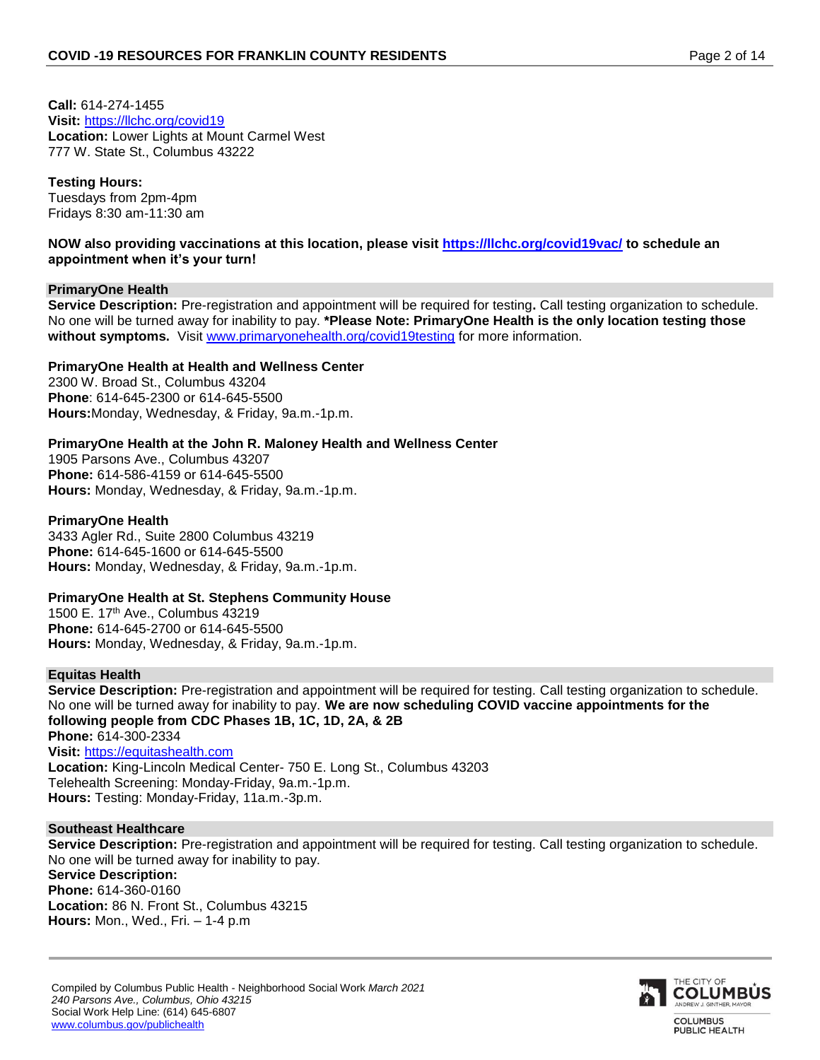**Call:** 614-274-1455
**Visit:** https://llchc.org/covid19
**Location:** Lower Lights at Mount Carmel West
777 W. State St., Columbus 43222

**Testing Hours:**
Tuesdays from 2pm-4pm
Fridays 8:30 am-11:30 am

**NOW also providing vaccinations at this location, please visit https://llchc.org/covid19vac/ to schedule an appointment when it's your turn!**

## PrimaryOne Health

**Service Description:** Pre-registration and appointment will be required for testing**.** Call testing organization to schedule. No one will be turned away for inability to pay. ***Please Note: PrimaryOne Health is the only location testing those without symptoms.** Visit www.primaryonehealth.org/covid19testing for more information.

**PrimaryOne Health at Health and Wellness Center**
2300 W. Broad St., Columbus 43204
**Phone**: 614-645-2300 or 614-645-5500
**Hours:**Monday, Wednesday, & Friday, 9a.m.-1p.m.

**PrimaryOne Health at the John R. Maloney Health and Wellness Center**
1905 Parsons Ave., Columbus 43207
**Phone:** 614-586-4159 or 614-645-5500
**Hours:** Monday, Wednesday, & Friday, 9a.m.-1p.m.

**PrimaryOne Health**
3433 Agler Rd., Suite 2800 Columbus 43219
**Phone:** 614-645-1600 or 614-645-5500
**Hours:** Monday, Wednesday, & Friday, 9a.m.-1p.m.

**PrimaryOne Health at St. Stephens Community House**
1500 E. 17th Ave., Columbus 43219
**Phone:** 614-645-2700 or 614-645-5500
**Hours:** Monday, Wednesday, & Friday, 9a.m.-1p.m.

## Equitas Health

**Service Description:** Pre-registration and appointment will be required for testing. Call testing organization to schedule. No one will be turned away for inability to pay. **We are now scheduling COVID vaccine appointments for the following people from CDC Phases 1B, 1C, 1D, 2A, & 2B**
**Phone:** 614-300-2334
**Visit:** https://equitashealth.com
**Location:** King-Lincoln Medical Center- 750 E. Long St., Columbus 43203
Telehealth Screening: Monday-Friday, 9a.m.-1p.m.
**Hours:** Testing: Monday-Friday, 11a.m.-3p.m.

## Southeast Healthcare

**Service Description:** Pre-registration and appointment will be required for testing. Call testing organization to schedule. No one will be turned away for inability to pay.
**Service Description:**
**Phone:** 614-360-0160
**Location:** 86 N. Front St., Columbus 43215
**Hours:** Mon., Wed., Fri. – 1-4 p.m

Compiled by Columbus Public Health - Neighborhood Social Work *March 2021*
*240 Parsons Ave., Columbus, Ohio 43215*
Social Work Help Line: (614) 645-6807
www.columbus.gov/publichealth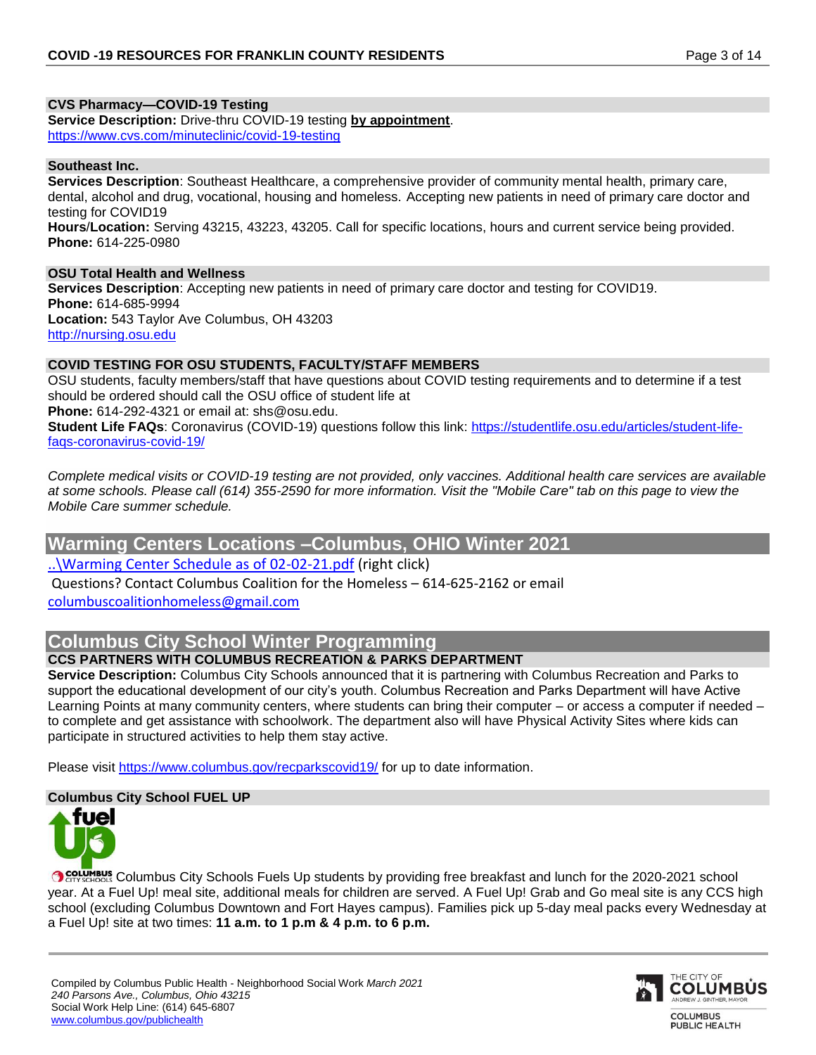### CVS Pharmacy—COVID-19 Testing

**Service Description:** Drive-thru COVID-19 testing **by appointment**.
https://www.cvs.com/minuteclinic/covid-19-testing

### Southeast Inc.

**Services Description**: Southeast Healthcare, a comprehensive provider of community mental health, primary care, dental, alcohol and drug, vocational, housing and homeless. Accepting new patients in need of primary care doctor and testing for COVID19
**Hours/Location:** Serving 43215, 43223, 43205. Call for specific locations, hours and current service being provided.
**Phone:** 614-225-0980

### OSU Total Health and Wellness

**Services Description**: Accepting new patients in need of primary care doctor and testing for COVID19.
**Phone:** 614-685-9994
**Location:** 543 Taylor Ave Columbus, OH 43203
http://nursing.osu.edu

### COVID TESTING FOR OSU STUDENTS, FACULTY/STAFF MEMBERS

OSU students, faculty members/staff that have questions about COVID testing requirements and to determine if a test should be ordered should call the OSU office of student life at
**Phone:** 614-292-4321 or email at: shs@osu.edu.
**Student Life FAQs**: Coronavirus (COVID-19) questions follow this link: https://studentlife.osu.edu/articles/student-life-faqs-coronavirus-covid-19/

*Complete medical visits or COVID-19 testing are not provided, only vaccines. Additional health care services are available at some schools. Please call (614) 355-2590 for more information. Visit the "Mobile Care" tab on this page to view the Mobile Care summer schedule.*

## Warming Centers Locations –Columbus, OHIO Winter 2021

..\Warming Center Schedule as of 02-02-21.pdf (right click)
Questions? Contact Columbus Coalition for the Homeless – 614-625-2162 or email
columbuscoalitionhomeless@gmail.com

## Columbus City School Winter Programming

### CCS PARTNERS WITH COLUMBUS RECREATION & PARKS DEPARTMENT

**Service Description:** Columbus City Schools announced that it is partnering with Columbus Recreation and Parks to support the educational development of our city's youth. Columbus Recreation and Parks Department will have Active Learning Points at many community centers, where students can bring their computer – or access a computer if needed – to complete and get assistance with schoolwork. The department also will have Physical Activity Sites where kids can participate in structured activities to help them stay active.

Please visit https://www.columbus.gov/recparkscovid19/ for up to date information.

### Columbus City School FUEL UP

Columbus City Schools Fuels Up students by providing free breakfast and lunch for the 2020-2021 school year. At a Fuel Up! meal site, additional meals for children are served. A Fuel Up! Grab and Go meal site is any CCS high school (excluding Columbus Downtown and Fort Hayes campus). Families pick up 5-day meal packs every Wednesday at a Fuel Up! site at two times: **11 a.m. to 1 p.m & 4 p.m. to 6 p.m.**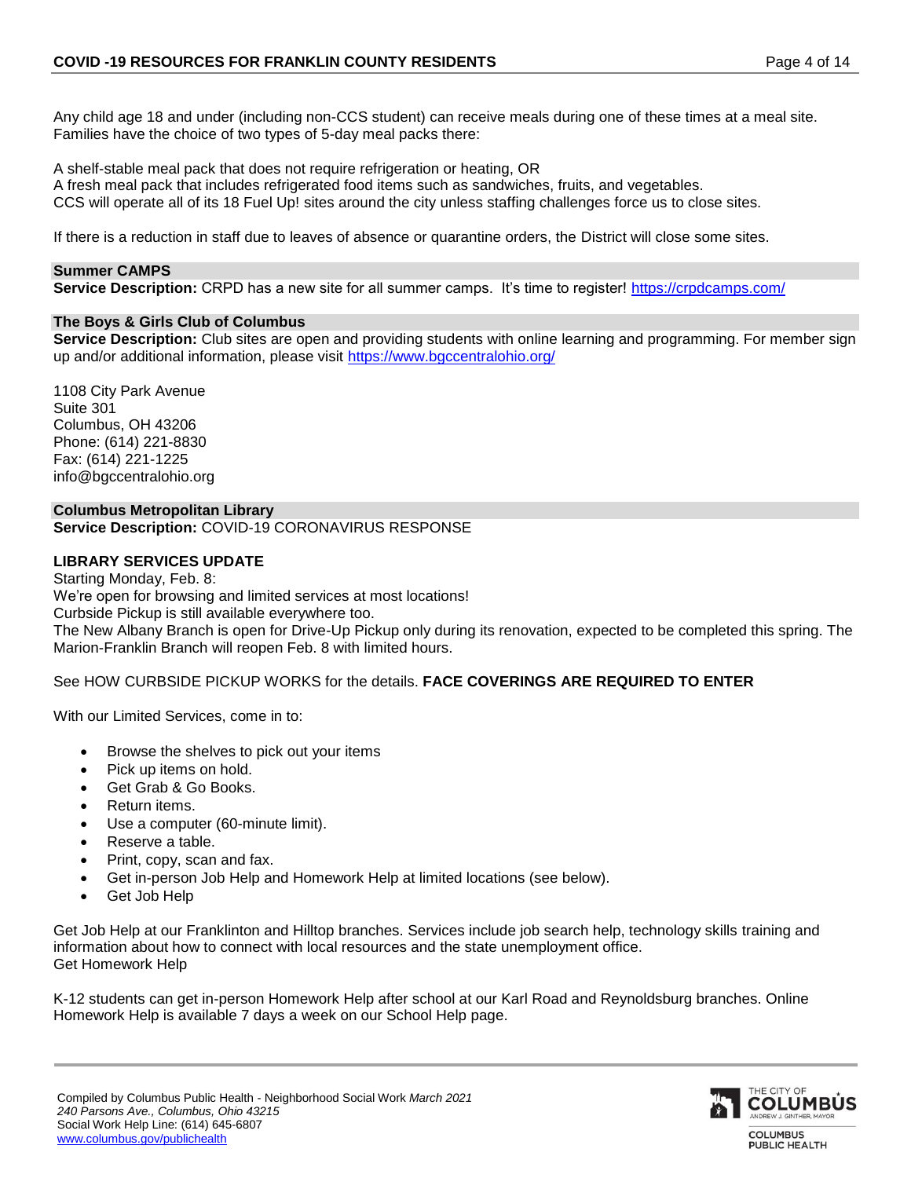Any child age 18 and under (including non-CCS student) can receive meals during one of these times at a meal site. Families have the choice of two types of 5-day meal packs there:

A shelf-stable meal pack that does not require refrigeration or heating, OR
A fresh meal pack that includes refrigerated food items such as sandwiches, fruits, and vegetables.
CCS will operate all of its 18 Fuel Up! sites around the city unless staffing challenges force us to close sites.

If there is a reduction in staff due to leaves of absence or quarantine orders, the District will close some sites.

### Summer CAMPS

**Service Description:** CRPD has a new site for all summer camps. It's time to register! https://crpdcamps.com/

### The Boys & Girls Club of Columbus

**Service Description:** Club sites are open and providing students with online learning and programming. For member sign up and/or additional information, please visit https://www.bgccentralohio.org/

1108 City Park Avenue
Suite 301
Columbus, OH 43206
Phone: (614) 221-8830
Fax: (614) 221-1225
info@bgccentralohio.org

### Columbus Metropolitan Library

**Service Description:** COVID-19 CORONAVIRUS RESPONSE

**LIBRARY SERVICES UPDATE**

Starting Monday, Feb. 8:
We're open for browsing and limited services at most locations!
Curbside Pickup is still available everywhere too.
The New Albany Branch is open for Drive-Up Pickup only during its renovation, expected to be completed this spring. The Marion-Franklin Branch will reopen Feb. 8 with limited hours.

See HOW CURBSIDE PICKUP WORKS for the details. **FACE COVERINGS ARE REQUIRED TO ENTER**

With our Limited Services, come in to:

- Browse the shelves to pick out your items
- Pick up items on hold.
- Get Grab & Go Books.
- Return items.
- Use a computer (60-minute limit).
- Reserve a table.
- Print, copy, scan and fax.
- Get in-person Job Help and Homework Help at limited locations (see below).
- Get Job Help

Get Job Help at our Franklinton and Hilltop branches. Services include job search help, technology skills training and information about how to connect with local resources and the state unemployment office.
Get Homework Help

K-12 students can get in-person Homework Help after school at our Karl Road and Reynoldsburg branches. Online Homework Help is available 7 days a week on our School Help page.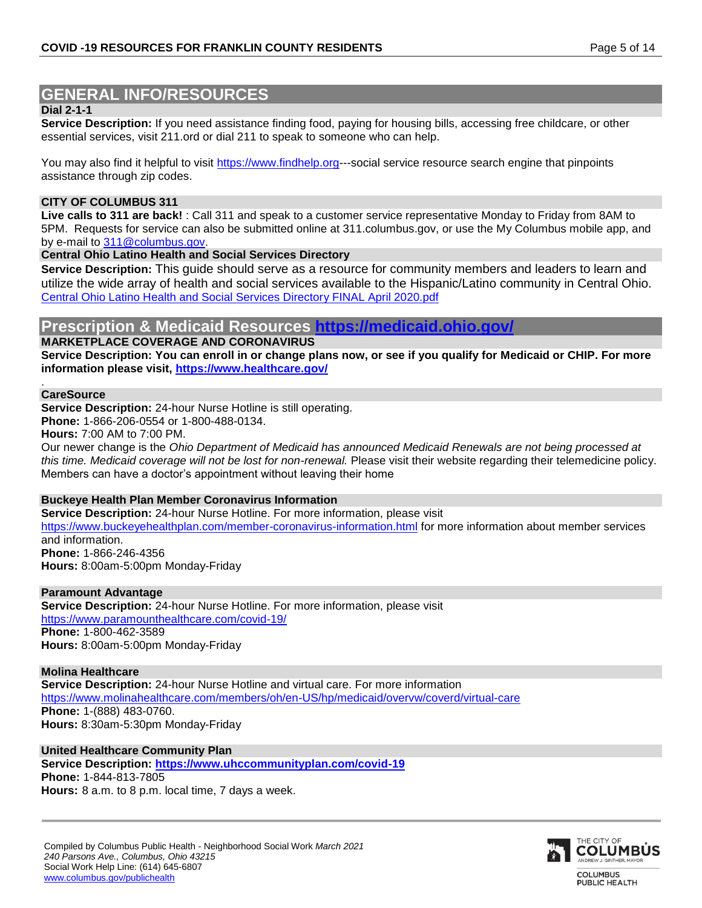## GENERAL INFO/RESOURCES

### Dial 2-1-1

**Service Description:** If you need assistance finding food, paying for housing bills, accessing free childcare, or other essential services, visit 211.ord or dial 211 to speak to someone who can help.

You may also find it helpful to visit https://www.findhelp.org---social service resource search engine that pinpoints assistance through zip codes.

### CITY OF COLUMBUS 311

**Live calls to 311 are back!** : Call 311 and speak to a customer service representative Monday to Friday from 8AM to 5PM. Requests for service can also be submitted online at 311.columbus.gov, or use the My Columbus mobile app, and by e-mail to 311@columbus.gov.

### Central Ohio Latino Health and Social Services Directory

**Service Description:** This guide should serve as a resource for community members and leaders to learn and utilize the wide array of health and social services available to the Hispanic/Latino community in Central Ohio. Central Ohio Latino Health and Social Services Directory FINAL April 2020.pdf

## Prescription & Medicaid Resources https://medicaid.ohio.gov/

### MARKETPLACE COVERAGE AND CORONAVIRUS

**Service Description: You can enroll in or change plans now, or see if you qualify for Medicaid or CHIP. For more information please visit, https://www.healthcare.gov/**

.

### CareSource

**Service Description:** 24-hour Nurse Hotline is still operating.
**Phone:** 1-866-206-0554 or 1-800-488-0134.
**Hours:** 7:00 AM to 7:00 PM.
Our newer change is the *Ohio Department of Medicaid has announced Medicaid Renewals are not being processed at this time. Medicaid coverage will not be lost for non-renewal.* Please visit their website regarding their telemedicine policy. Members can have a doctor's appointment without leaving their home

### Buckeye Health Plan Member Coronavirus Information

**Service Description:** 24-hour Nurse Hotline. For more information, please visit https://www.buckeyehealthplan.com/member-coronavirus-information.html for more information about member services and information.
**Phone:** 1-866-246-4356
**Hours:** 8:00am-5:00pm Monday-Friday

### Paramount Advantage

**Service Description:** 24-hour Nurse Hotline. For more information, please visit https://www.paramounthealthcare.com/covid-19/
**Phone:** 1-800-462-3589
**Hours:** 8:00am-5:00pm Monday-Friday

### Molina Healthcare

**Service Description:** 24-hour Nurse Hotline and virtual care. For more information https://www.molinahealthcare.com/members/oh/en-US/hp/medicaid/overvw/coverd/virtual-care
**Phone:** 1-(888) 483-0760.
**Hours:** 8:30am-5:30pm Monday-Friday

### United Healthcare Community Plan

**Service Description: https://www.uhccommunityplan.com/covid-19**
**Phone:** 1-844-813-7805
**Hours:** 8 a.m. to 8 p.m. local time, 7 days a week.

Compiled by Columbus Public Health - Neighborhood Social Work *March 2021*
*240 Parsons Ave., Columbus, Ohio 43215*
Social Work Help Line: (614) 645-6807
www.columbus.gov/publichealth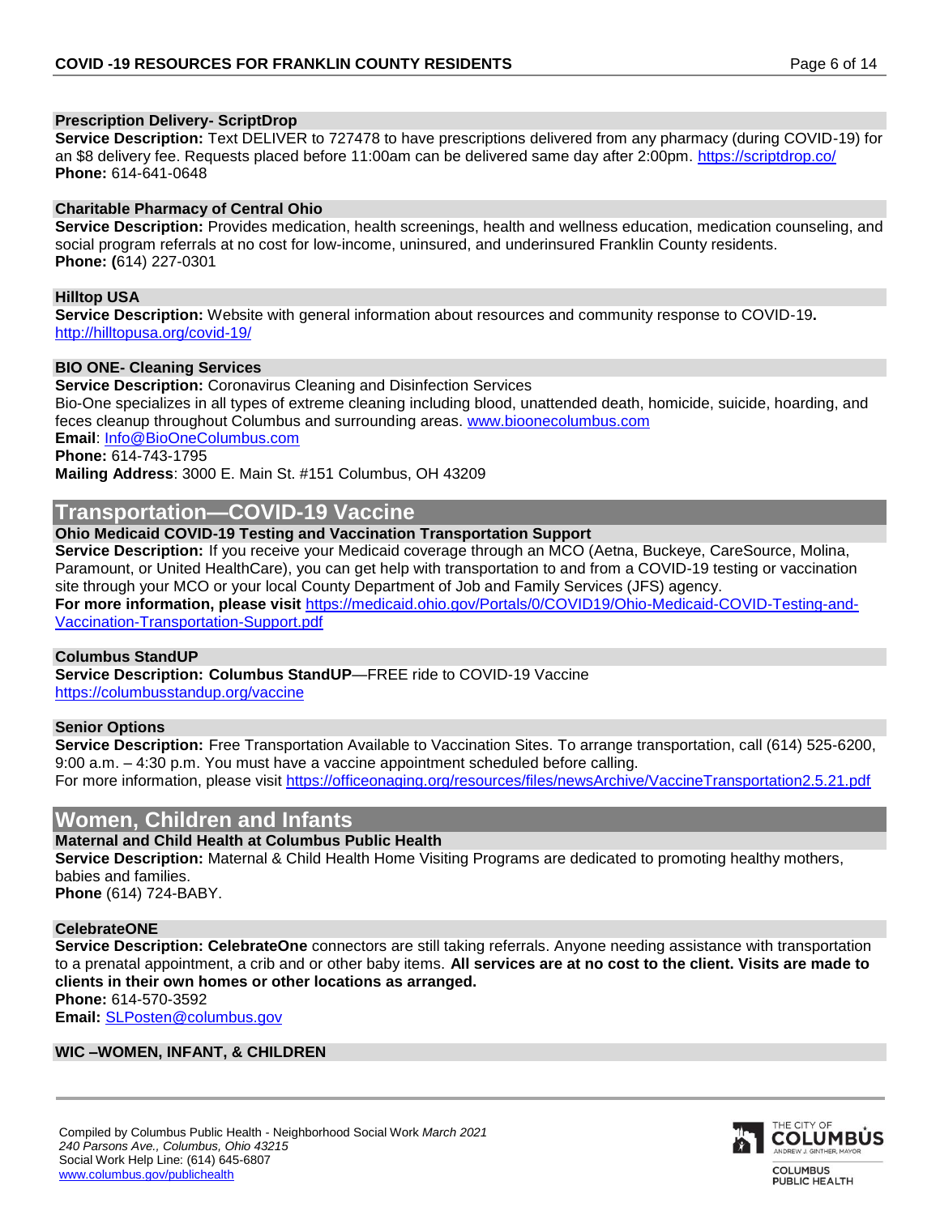### Prescription Delivery- ScriptDrop

**Service Description:** Text DELIVER to 727478 to have prescriptions delivered from any pharmacy (during COVID-19) for an $8 delivery fee. Requests placed before 11:00am can be delivered same day after 2:00pm. https://scriptdrop.co/
**Phone:** 614-641-0648

### Charitable Pharmacy of Central Ohio

**Service Description:** Provides medication, health screenings, health and wellness education, medication counseling, and social program referrals at no cost for low-income, uninsured, and underinsured Franklin County residents.
**Phone: (**614) 227-0301

### Hilltop USA

**Service Description:** Website with general information about resources and community response to COVID-19**.**
http://hilltopusa.org/covid-19/

### BIO ONE- Cleaning Services

**Service Description:** Coronavirus Cleaning and Disinfection Services
Bio-One specializes in all types of extreme cleaning including blood, unattended death, homicide, suicide, hoarding, and feces cleanup throughout Columbus and surrounding areas. www.bioonecolumbus.com
**Email**: Info@BioOneColumbus.com
**Phone:** 614-743-1795
**Mailing Address**: 3000 E. Main St. #151 Columbus, OH 43209

## Transportation—COVID-19 Vaccine

### Ohio Medicaid COVID-19 Testing and Vaccination Transportation Support

**Service Description:** If you receive your Medicaid coverage through an MCO (Aetna, Buckeye, CareSource, Molina, Paramount, or United HealthCare), you can get help with transportation to and from a COVID-19 testing or vaccination site through your MCO or your local County Department of Job and Family Services (JFS) agency.
**For more information, please visit** https://medicaid.ohio.gov/Portals/0/COVID19/Ohio-Medicaid-COVID-Testing-and-Vaccination-Transportation-Support.pdf

### Columbus StandUP

**Service Description: Columbus StandUP**—FREE ride to COVID-19 Vaccine
https://columbusstandup.org/vaccine

### Senior Options

**Service Description:** Free Transportation Available to Vaccination Sites. To arrange transportation, call (614) 525-6200, 9:00 a.m. – 4:30 p.m. You must have a vaccine appointment scheduled before calling.
For more information, please visit https://officeonaging.org/resources/files/newsArchive/VaccineTransportation2.5.21.pdf

## Women, Children and Infants

### Maternal and Child Health at Columbus Public Health

**Service Description:** Maternal & Child Health Home Visiting Programs are dedicated to promoting healthy mothers, babies and families.
**Phone** (614) 724-BABY.

### CelebrateONE

**Service Description: CelebrateOne** connectors are still taking referrals. Anyone needing assistance with transportation to a prenatal appointment, a crib and or other baby items. **All services are at no cost to the client. Visits are made to clients in their own homes or other locations as arranged.**
**Phone:** 614-570-3592
**Email:** SLPosten@columbus.gov

### WIC –WOMEN, INFANT, & CHILDREN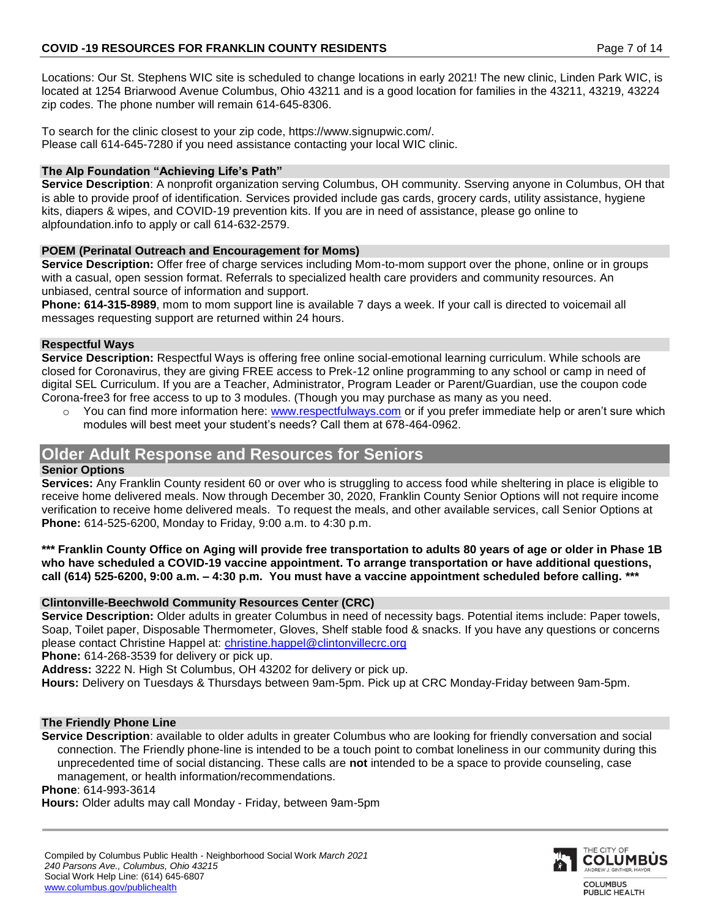Locations: Our St. Stephens WIC site is scheduled to change locations in early 2021! The new clinic, Linden Park WIC, is located at 1254 Briarwood Avenue Columbus, Ohio 43211 and is a good location for families in the 43211, 43219, 43224 zip codes. The phone number will remain 614-645-8306.

To search for the clinic closest to your zip code, https://www.signupwic.com/.
Please call 614-645-7280 if you need assistance contacting your local WIC clinic.

### The Alp Foundation "Achieving Life's Path"

**Service Description**: A nonprofit organization serving Columbus, OH community. Sserving anyone in Columbus, OH that is able to provide proof of identification. Services provided include gas cards, grocery cards, utility assistance, hygiene kits, diapers & wipes, and COVID-19 prevention kits. If you are in need of assistance, please go online to alpfoundation.info to apply or call 614-632-2579.

### POEM (Perinatal Outreach and Encouragement for Moms)

**Service Description:** Offer free of charge services including Mom-to-mom support over the phone, online or in groups with a casual, open session format. Referrals to specialized health care providers and community resources. An unbiased, central source of information and support.

**Phone: 614-315-8989**, mom to mom support line is available 7 days a week. If your call is directed to voicemail all messages requesting support are returned within 24 hours.

### Respectful Ways

**Service Description:** Respectful Ways is offering free online social-emotional learning curriculum. While schools are closed for Coronavirus, they are giving FREE access to Prek-12 online programming to any school or camp in need of digital SEL Curriculum. If you are a Teacher, Administrator, Program Leader or Parent/Guardian, use the coupon code Corona-free3 for free access to up to 3 modules. (Though you may purchase as many as you need.

- You can find more information here: www.respectfulways.com or if you prefer immediate help or aren't sure which modules will best meet your student's needs? Call them at 678-464-0962.

## Older Adult Response and Resources for Seniors

### Senior Options

**Services:** Any Franklin County resident 60 or over who is struggling to access food while sheltering in place is eligible to receive home delivered meals. Now through December 30, 2020, Franklin County Senior Options will not require income verification to receive home delivered meals. To request the meals, and other available services, call Senior Options at **Phone:** 614-525-6200, Monday to Friday, 9:00 a.m. to 4:30 p.m.

**\*\*\* Franklin County Office on Aging will provide free transportation to adults 80 years of age or older in Phase 1B who have scheduled a COVID-19 vaccine appointment. To arrange transportation or have additional questions, call (614) 525-6200, 9:00 a.m. – 4:30 p.m. You must have a vaccine appointment scheduled before calling. \*\*\***

### Clintonville-Beechwold Community Resources Center (CRC)

**Service Description:** Older adults in greater Columbus in need of necessity bags. Potential items include: Paper towels, Soap, Toilet paper, Disposable Thermometer, Gloves, Shelf stable food & snacks. If you have any questions or concerns please contact Christine Happel at: christine.happel@clintonvillecrc.org

**Phone:** 614-268-3539 for delivery or pick up.

**Address:** 3222 N. High St Columbus, OH 43202 for delivery or pick up.

**Hours:** Delivery on Tuesdays & Thursdays between 9am-5pm. Pick up at CRC Monday-Friday between 9am-5pm.

### The Friendly Phone Line

**Service Description**: available to older adults in greater Columbus who are looking for friendly conversation and social connection. The Friendly phone-line is intended to be a touch point to combat loneliness in our community during this unprecedented time of social distancing. These calls are **not** intended to be a space to provide counseling, case management, or health information/recommendations.

**Phone**: 614-993-3614

**Hours:** Older adults may call Monday - Friday, between 9am-5pm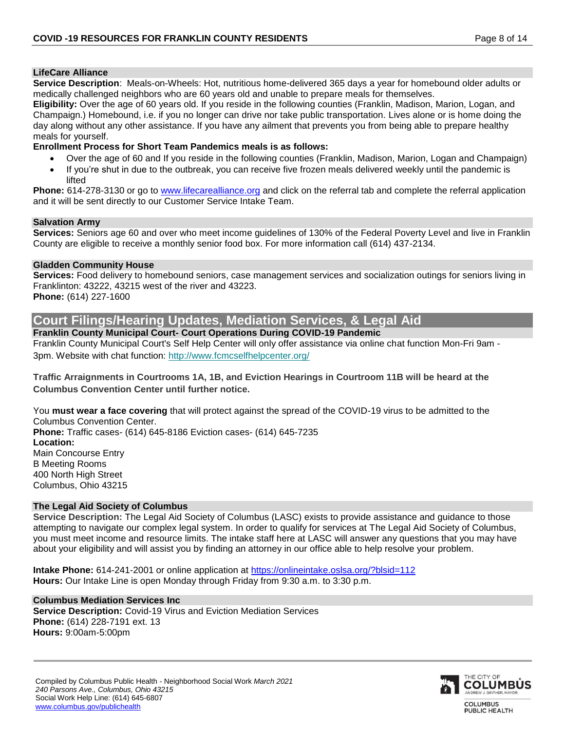### LifeCare Alliance

**Service Description**: Meals-on-Wheels: Hot, nutritious home-delivered 365 days a year for homebound older adults or medically challenged neighbors who are 60 years old and unable to prepare meals for themselves.
**Eligibility:** Over the age of 60 years old. If you reside in the following counties (Franklin, Madison, Marion, Logan, and Champaign.) Homebound, i.e. if you no longer can drive nor take public transportation. Lives alone or is home doing the day along without any other assistance. If you have any ailment that prevents you from being able to prepare healthy meals for yourself.
**Enrollment Process for Short Team Pandemics meals is as follows:**

- Over the age of 60 and If you reside in the following counties (Franklin, Madison, Marion, Logan and Champaign)
- If you're shut in due to the outbreak, you can receive five frozen meals delivered weekly until the pandemic is lifted

**Phone:** 614-278-3130 or go to www.lifecarealliance.org and click on the referral tab and complete the referral application and it will be sent directly to our Customer Service Intake Team.

### Salvation Army

**Services:** Seniors age 60 and over who meet income guidelines of 130% of the Federal Poverty Level and live in Franklin County are eligible to receive a monthly senior food box. For more information call (614) 437-2134.

### Gladden Community House

**Services:** Food delivery to homebound seniors, case management services and socialization outings for seniors living in Franklinton: 43222, 43215 west of the river and 43223.
**Phone:** (614) 227-1600

## Court Filings/Hearing Updates, Mediation Services, & Legal Aid

### Franklin County Municipal Court- Court Operations During COVID-19 Pandemic

Franklin County Municipal Court's Self Help Center will only offer assistance via online chat function Mon-Fri 9am - 3pm. Website with chat function: http://www.fcmcselfhelpcenter.org/

**Traffic Arraignments in Courtrooms 1A, 1B, and Eviction Hearings in Courtroom 11B will be heard at the Columbus Convention Center until further notice.**

You **must wear a face covering** that will protect against the spread of the COVID-19 virus to be admitted to the Columbus Convention Center.
**Phone:** Traffic cases- (614) 645-8186 Eviction cases- (614) 645-7235
**Location:**
Main Concourse Entry
B Meeting Rooms
400 North High Street
Columbus, Ohio 43215

### The Legal Aid Society of Columbus

**Service Description:** The Legal Aid Society of Columbus (LASC) exists to provide assistance and guidance to those attempting to navigate our complex legal system. In order to qualify for services at The Legal Aid Society of Columbus, you must meet income and resource limits. The intake staff here at LASC will answer any questions that you may have about your eligibility and will assist you by finding an attorney in our office able to help resolve your problem.

**Intake Phone:** 614-241-2001 or online application at https://onlineintake.oslsa.org/?blsid=112
**Hours:** Our Intake Line is open Monday through Friday from 9:30 a.m. to 3:30 p.m.

### Columbus Mediation Services Inc

**Service Description:** Covid-19 Virus and Eviction Mediation Services
**Phone:** (614) 228-7191 ext. 13
**Hours:** 9:00am-5:00pm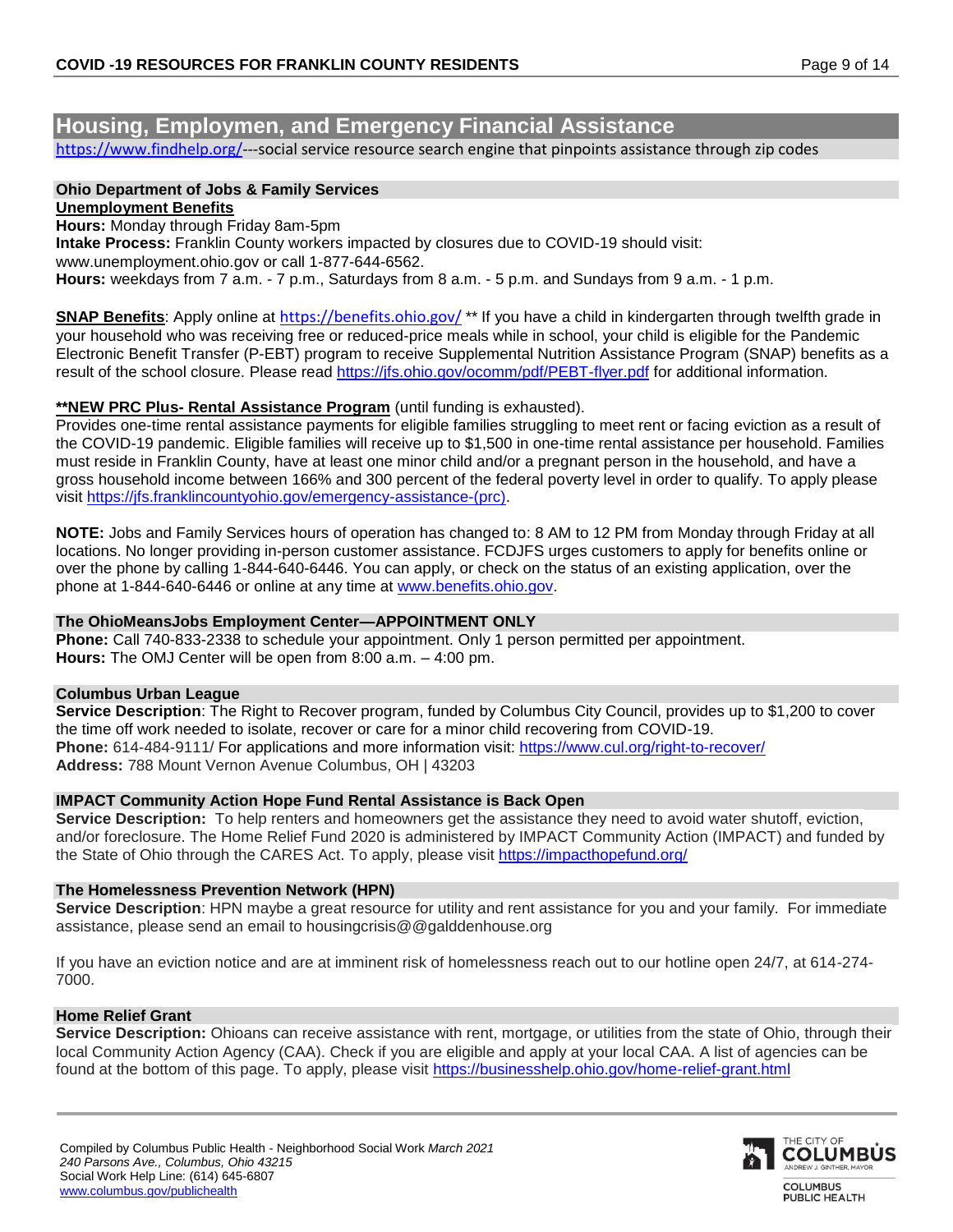## Housing, Employmen, and Emergency Financial Assistance

https://www.findhelp.org/---social service resource search engine that pinpoints assistance through zip codes

### Ohio Department of Jobs & Family Services

**Unemployment Benefits**

**Hours:** Monday through Friday 8am-5pm

**Intake Process:** Franklin County workers impacted by closures due to COVID-19 should visit: www.unemployment.ohio.gov or call 1-877-644-6562.

**Hours:** weekdays from 7 a.m. - 7 p.m., Saturdays from 8 a.m. - 5 p.m. and Sundays from 9 a.m. - 1 p.m.

**SNAP Benefits**: Apply online at https://benefits.ohio.gov/ ** If you have a child in kindergarten through twelfth grade in your household who was receiving free or reduced-price meals while in school, your child is eligible for the Pandemic Electronic Benefit Transfer (P-EBT) program to receive Supplemental Nutrition Assistance Program (SNAP) benefits as a result of the school closure. Please read https://jfs.ohio.gov/ocomm/pdf/PEBT-flyer.pdf for additional information.

****NEW PRC Plus- Rental Assistance Program** (until funding is exhausted).

Provides one-time rental assistance payments for eligible families struggling to meet rent or facing eviction as a result of the COVID-19 pandemic. Eligible families will receive up to $1,500 in one-time rental assistance per household. Families must reside in Franklin County, have at least one minor child and/or a pregnant person in the household, and have a gross household income between 166% and 300 percent of the federal poverty level in order to qualify. To apply please visit https://jfs.franklincountyohio.gov/emergency-assistance-(prc).

**NOTE:** Jobs and Family Services hours of operation has changed to: 8 AM to 12 PM from Monday through Friday at all locations. No longer providing in-person customer assistance. FCDJFS urges customers to apply for benefits online or over the phone by calling 1-844-640-6446. You can apply, or check on the status of an existing application, over the phone at 1-844-640-6446 or online at any time at www.benefits.ohio.gov.

### The OhioMeansJobs Employment Center—APPOINTMENT ONLY

**Phone:** Call 740-833-2338 to schedule your appointment. Only 1 person permitted per appointment.

**Hours:** The OMJ Center will be open from 8:00 a.m. – 4:00 pm.

### Columbus Urban League

**Service Description**: The Right to Recover program, funded by Columbus City Council, provides up to $1,200 to cover the time off work needed to isolate, recover or care for a minor child recovering from COVID-19.

**Phone:** 614-484-9111/ For applications and more information visit: https://www.cul.org/right-to-recover/

**Address:** 788 Mount Vernon Avenue Columbus, OH | 43203

### IMPACT Community Action Hope Fund Rental Assistance is Back Open

**Service Description:** To help renters and homeowners get the assistance they need to avoid water shutoff, eviction, and/or foreclosure. The Home Relief Fund 2020 is administered by IMPACT Community Action (IMPACT) and funded by the State of Ohio through the CARES Act. To apply, please visit https://impacthopefund.org/

### The Homelessness Prevention Network (HPN)

**Service Description**: HPN maybe a great resource for utility and rent assistance for you and your family. For immediate assistance, please send an email to housingcrisis@@galddenhouse.org

If you have an eviction notice and are at imminent risk of homelessness reach out to our hotline open 24/7, at 614-274-7000.

### Home Relief Grant

**Service Description:** Ohioans can receive assistance with rent, mortgage, or utilities from the state of Ohio, through their local Community Action Agency (CAA). Check if you are eligible and apply at your local CAA. A list of agencies can be found at the bottom of this page. To apply, please visit https://businesshelp.ohio.gov/home-relief-grant.html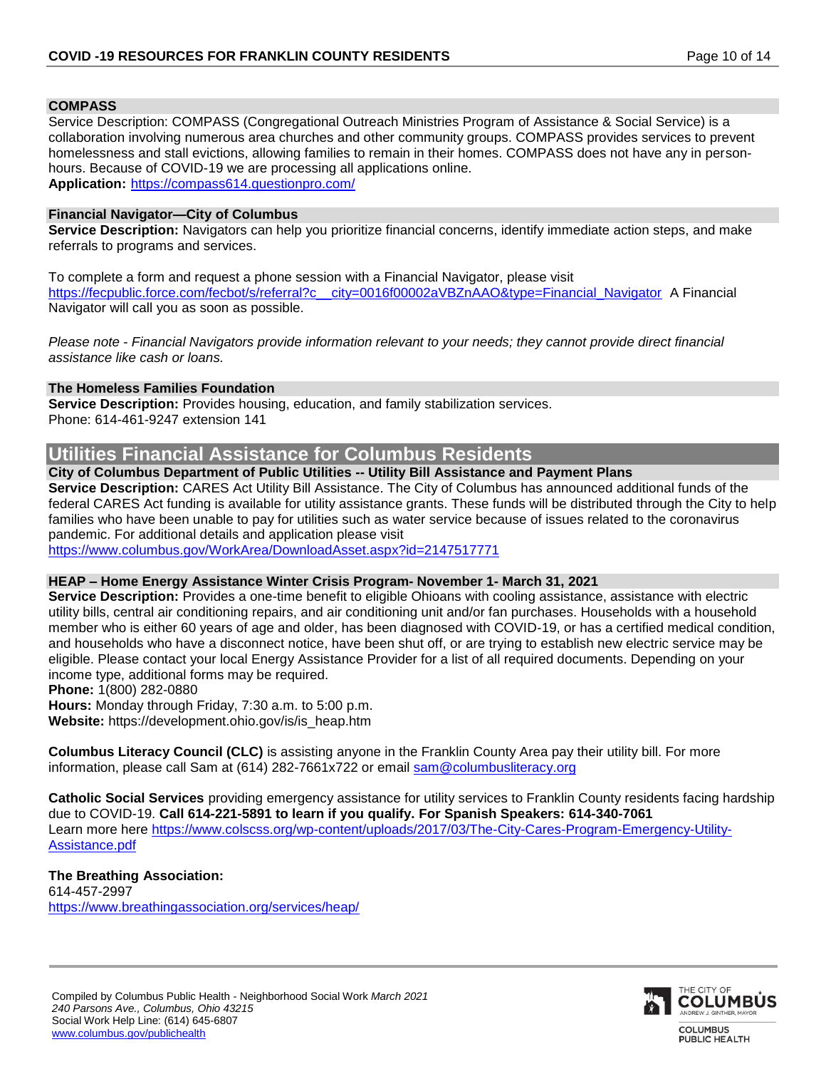### COMPASS

Service Description: COMPASS (Congregational Outreach Ministries Program of Assistance & Social Service) is a collaboration involving numerous area churches and other community groups. COMPASS provides services to prevent homelessness and stall evictions, allowing families to remain in their homes. COMPASS does not have any in person-hours. Because of COVID-19 we are processing all applications online.
**Application:** https://compass614.questionpro.com/

### Financial Navigator—City of Columbus

**Service Description:** Navigators can help you prioritize financial concerns, identify immediate action steps, and make referrals to programs and services.

To complete a form and request a phone session with a Financial Navigator, please visit https://fecpublic.force.com/fecbot/s/referral?c__city=0016f00002aVBZnAAO&type=Financial_Navigator A Financial Navigator will call you as soon as possible.

*Please note - Financial Navigators provide information relevant to your needs; they cannot provide direct financial assistance like cash or loans.*

### The Homeless Families Foundation

**Service Description:** Provides housing, education, and family stabilization services.
Phone: 614-461-9247 extension 141

## Utilities Financial Assistance for Columbus Residents

### City of Columbus Department of Public Utilities -- Utility Bill Assistance and Payment Plans

**Service Description:** CARES Act Utility Bill Assistance. The City of Columbus has announced additional funds of the federal CARES Act funding is available for utility assistance grants. These funds will be distributed through the City to help families who have been unable to pay for utilities such as water service because of issues related to the coronavirus pandemic. For additional details and application please visit
https://www.columbus.gov/WorkArea/DownloadAsset.aspx?id=2147517771

### HEAP – Home Energy Assistance Winter Crisis Program- November 1- March 31, 2021

**Service Description:** Provides a one-time benefit to eligible Ohioans with cooling assistance, assistance with electric utility bills, central air conditioning repairs, and air conditioning unit and/or fan purchases. Households with a household member who is either 60 years of age and older, has been diagnosed with COVID-19, or has a certified medical condition, and households who have a disconnect notice, have been shut off, or are trying to establish new electric service may be eligible. Please contact your local Energy Assistance Provider for a list of all required documents. Depending on your income type, additional forms may be required.
**Phone:** 1(800) 282-0880
**Hours:** Monday through Friday, 7:30 a.m. to 5:00 p.m.
**Website:** https://development.ohio.gov/is/is_heap.htm

**Columbus Literacy Council (CLC)** is assisting anyone in the Franklin County Area pay their utility bill. For more information, please call Sam at (614) 282-7661x722 or email sam@columbusliteracy.org

**Catholic Social Services** providing emergency assistance for utility services to Franklin County residents facing hardship due to COVID-19. **Call 614-221-5891 to learn if you qualify. For Spanish Speakers: 614-340-7061**
Learn more here https://www.colscss.org/wp-content/uploads/2017/03/The-City-Cares-Program-Emergency-Utility-Assistance.pdf

**The Breathing Association:**
614-457-2997
https://www.breathingassociation.org/services/heap/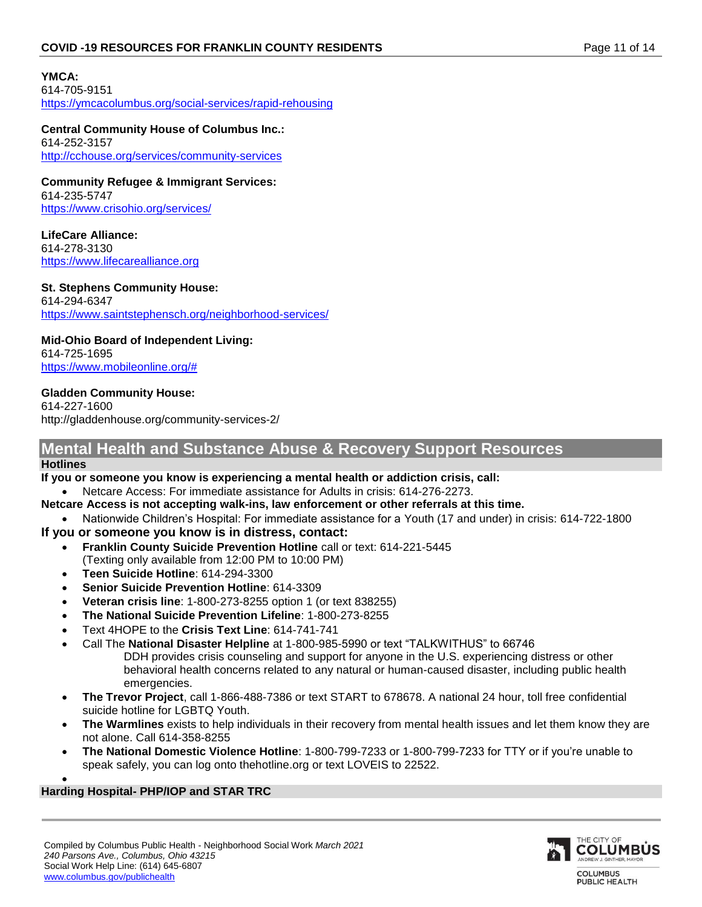**YMCA:**
614-705-9151
https://ymcacolumbus.org/social-services/rapid-rehousing

**Central Community House of Columbus Inc.:**
614-252-3157
http://cchouse.org/services/community-services

**Community Refugee & Immigrant Services:**
614-235-5747
https://www.crisohio.org/services/

**LifeCare Alliance:**
614-278-3130
https://www.lifecarealliance.org

**St. Stephens Community House:**
614-294-6347
https://www.saintstephensch.org/neighborhood-services/

**Mid-Ohio Board of Independent Living:**
614-725-1695
https://www.mobileonline.org/#

**Gladden Community House:**
614-227-1600
http://gladdenhouse.org/community-services-2/

## Mental Health and Substance Abuse & Recovery Support Resources

### Hotlines

**If you or someone you know is experiencing a mental health or addiction crisis, call:**

- Netcare Access: For immediate assistance for Adults in crisis: 614-276-2273.

**Netcare Access is not accepting walk-ins, law enforcement or other referrals at this time.**

- Nationwide Children's Hospital: For immediate assistance for a Youth (17 and under) in crisis: 614-722-1800

**If you or someone you know is in distress, contact:**

- **Franklin County Suicide Prevention Hotline** call or text: 614-221-5445 (Texting only available from 12:00 PM to 10:00 PM)
- **Teen Suicide Hotline**: 614-294-3300
- **Senior Suicide Prevention Hotline**: 614-3309
- **Veteran crisis line**: 1-800-273-8255 option 1 (or text 838255)
- **The National Suicide Prevention Lifeline**: 1-800-273-8255
- Text 4HOPE to the **Crisis Text Line**: 614-741-741
- Call The **National Disaster Helpline** at 1-800-985-5990 or text "TALKWITHUS" to 66746
  DDH provides crisis counseling and support for anyone in the U.S. experiencing distress or other behavioral health concerns related to any natural or human-caused disaster, including public health emergencies.
- **The Trevor Project**, call 1-866-488-7386 or text START to 678678. A national 24 hour, toll free confidential suicide hotline for LGBTQ Youth.
- **The Warmlines** exists to help individuals in their recovery from mental health issues and let them know they are not alone. Call 614-358-8255
- **The National Domestic Violence Hotline**: 1-800-799-7233 or 1-800-799-7233 for TTY or if you're unable to speak safely, you can log onto thehotline.org or text LOVEIS to 22522.

### Harding Hospital- PHP/IOP and STAR TRC

Compiled by Columbus Public Health - Neighborhood Social Work *March 2021*
*240 Parsons Ave., Columbus, Ohio 43215*
Social Work Help Line: (614) 645-6807
www.columbus.gov/publichealth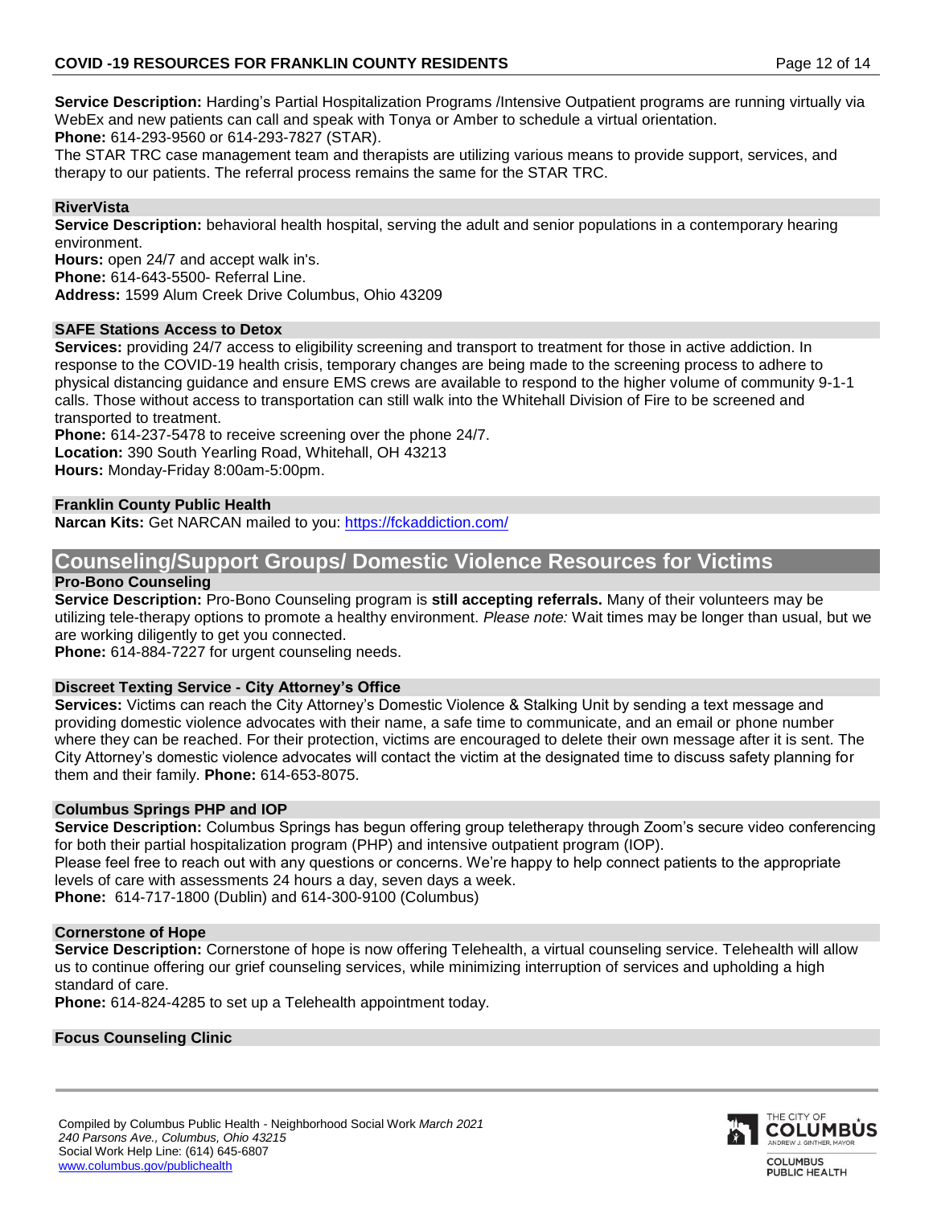**Service Description:** Harding's Partial Hospitalization Programs /Intensive Outpatient programs are running virtually via WebEx and new patients can call and speak with Tonya or Amber to schedule a virtual orientation.
**Phone:** 614-293-9560 or 614-293-7827 (STAR).
The STAR TRC case management team and therapists are utilizing various means to provide support, services, and therapy to our patients. The referral process remains the same for the STAR TRC.

### RiverVista

**Service Description:** behavioral health hospital, serving the adult and senior populations in a contemporary hearing environment.
**Hours:** open 24/7 and accept walk in's.
**Phone:** 614-643-5500- Referral Line.
**Address:** 1599 Alum Creek Drive Columbus, Ohio 43209

### SAFE Stations Access to Detox

**Services:** providing 24/7 access to eligibility screening and transport to treatment for those in active addiction. In response to the COVID-19 health crisis, temporary changes are being made to the screening process to adhere to physical distancing guidance and ensure EMS crews are available to respond to the higher volume of community 9-1-1 calls. Those without access to transportation can still walk into the Whitehall Division of Fire to be screened and transported to treatment.
**Phone:** 614-237-5478 to receive screening over the phone 24/7.
**Location:** 390 South Yearling Road, Whitehall, OH 43213
**Hours:** Monday-Friday 8:00am-5:00pm.

### Franklin County Public Health

**Narcan Kits:** Get NARCAN mailed to you: https://fckaddiction.com/

## Counseling/Support Groups/ Domestic Violence Resources for Victims

### Pro-Bono Counseling

**Service Description:** Pro-Bono Counseling program is **still accepting referrals.** Many of their volunteers may be utilizing tele-therapy options to promote a healthy environment. *Please note:* Wait times may be longer than usual, but we are working diligently to get you connected.
**Phone:** 614-884-7227 for urgent counseling needs.

### Discreet Texting Service - City Attorney's Office

**Services:** Victims can reach the City Attorney's Domestic Violence & Stalking Unit by sending a text message and providing domestic violence advocates with their name, a safe time to communicate, and an email or phone number where they can be reached. For their protection, victims are encouraged to delete their own message after it is sent. The City Attorney's domestic violence advocates will contact the victim at the designated time to discuss safety planning for them and their family. **Phone:** 614-653-8075.

### Columbus Springs PHP and IOP

**Service Description:** Columbus Springs has begun offering group teletherapy through Zoom's secure video conferencing for both their partial hospitalization program (PHP) and intensive outpatient program (IOP).
Please feel free to reach out with any questions or concerns. We're happy to help connect patients to the appropriate levels of care with assessments 24 hours a day, seven days a week.
**Phone:** 614-717-1800 (Dublin) and 614-300-9100 (Columbus)

### Cornerstone of Hope

**Service Description:** Cornerstone of hope is now offering Telehealth, a virtual counseling service. Telehealth will allow us to continue offering our grief counseling services, while minimizing interruption of services and upholding a high standard of care.
**Phone:** 614-824-4285 to set up a Telehealth appointment today.

### Focus Counseling Clinic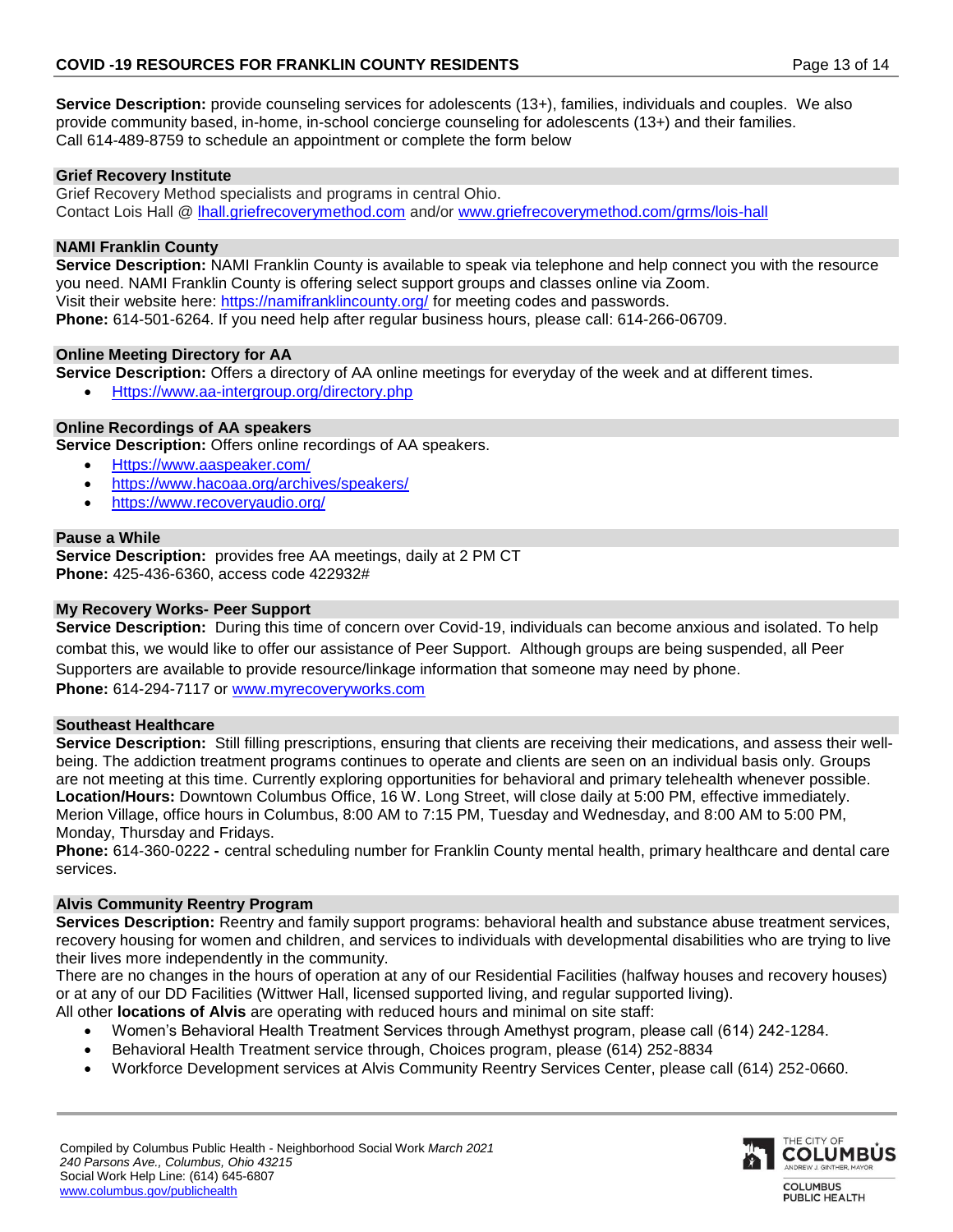**Service Description:** provide counseling services for adolescents (13+), families, individuals and couples. We also provide community based, in-home, in-school concierge counseling for adolescents (13+) and their families. Call 614-489-8759 to schedule an appointment or complete the form below

### Grief Recovery Institute

Grief Recovery Method specialists and programs in central Ohio.
Contact Lois Hall @ lhall.griefrecoverymethod.com and/or www.griefrecoverymethod.com/grms/lois-hall

### NAMI Franklin County

**Service Description:** NAMI Franklin County is available to speak via telephone and help connect you with the resource you need. NAMI Franklin County is offering select support groups and classes online via Zoom.
Visit their website here: https://namifranklincounty.org/ for meeting codes and passwords.
**Phone:** 614-501-6264. If you need help after regular business hours, please call: 614-266-06709.

### Online Meeting Directory for AA

**Service Description:** Offers a directory of AA online meetings for everyday of the week and at different times.

- Https://www.aa-intergroup.org/directory.php

### Online Recordings of AA speakers

**Service Description:** Offers online recordings of AA speakers.

- Https://www.aaspeaker.com/
- https://www.hacoaa.org/archives/speakers/
- https://www.recoveryaudio.org/

### Pause a While

**Service Description:** provides free AA meetings, daily at 2 PM CT
**Phone:** 425-436-6360, access code 422932#

### My Recovery Works- Peer Support

**Service Description:** During this time of concern over Covid-19, individuals can become anxious and isolated. To help combat this, we would like to offer our assistance of Peer Support. Although groups are being suspended, all Peer Supporters are available to provide resource/linkage information that someone may need by phone.
**Phone:** 614-294-7117 or www.myrecoveryworks.com

### Southeast Healthcare

**Service Description:** Still filling prescriptions, ensuring that clients are receiving their medications, and assess their well-being. The addiction treatment programs continues to operate and clients are seen on an individual basis only. Groups are not meeting at this time. Currently exploring opportunities for behavioral and primary telehealth whenever possible.
**Location/Hours:** Downtown Columbus Office, 16 W. Long Street, will close daily at 5:00 PM, effective immediately. Merion Village, office hours in Columbus, 8:00 AM to 7:15 PM, Tuesday and Wednesday, and 8:00 AM to 5:00 PM, Monday, Thursday and Fridays.
**Phone:** 614-360-0222 **-** central scheduling number for Franklin County mental health, primary healthcare and dental care services.

### Alvis Community Reentry Program

**Services Description:** Reentry and family support programs: behavioral health and substance abuse treatment services, recovery housing for women and children, and services to individuals with developmental disabilities who are trying to live their lives more independently in the community.
There are no changes in the hours of operation at any of our Residential Facilities (halfway houses and recovery houses) or at any of our DD Facilities (Wittwer Hall, licensed supported living, and regular supported living).
All other **locations of Alvis** are operating with reduced hours and minimal on site staff:

- Women's Behavioral Health Treatment Services through Amethyst program, please call (614) 242-1284.
- Behavioral Health Treatment service through, Choices program, please (614) 252-8834
- Workforce Development services at Alvis Community Reentry Services Center, please call (614) 252-0660.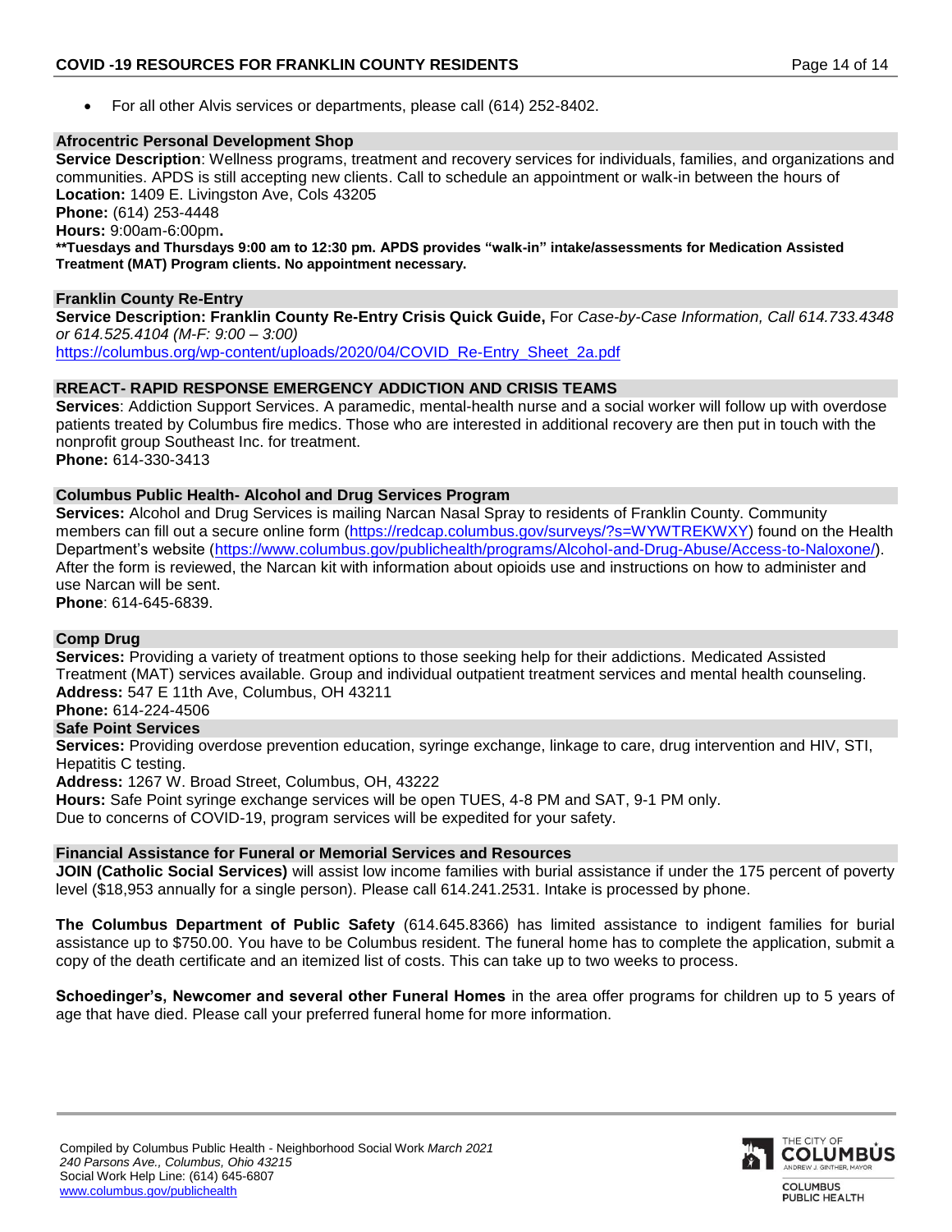- For all other Alvis services or departments, please call (614) 252-8402.

## Afrocentric Personal Development Shop

**Service Description**: Wellness programs, treatment and recovery services for individuals, families, and organizations and communities. APDS is still accepting new clients. Call to schedule an appointment or walk-in between the hours of
**Location:** 1409 E. Livingston Ave, Cols 43205
**Phone:** (614) 253-4448
**Hours:** 9:00am-6:00pm**.**
**\*\*Tuesdays and Thursdays 9:00 am to 12:30 pm. APDS provides "walk-in" intake/assessments for Medication Assisted Treatment (MAT) Program clients. No appointment necessary.**

## Franklin County Re-Entry

**Service Description: Franklin County Re-Entry Crisis Quick Guide,** For *Case-by-Case Information, Call 614.733.4348 or 614.525.4104 (M-F: 9:00 – 3:00)*
https://columbus.org/wp-content/uploads/2020/04/COVID_Re-Entry_Sheet_2a.pdf

## RREACT- RAPID RESPONSE EMERGENCY ADDICTION AND CRISIS TEAMS

**Services**: Addiction Support Services. A paramedic, mental-health nurse and a social worker will follow up with overdose patients treated by Columbus fire medics. Those who are interested in additional recovery are then put in touch with the nonprofit group Southeast Inc. for treatment.
**Phone:** 614-330-3413

## Columbus Public Health- Alcohol and Drug Services Program

**Services:** Alcohol and Drug Services is mailing Narcan Nasal Spray to residents of Franklin County. Community members can fill out a secure online form (https://redcap.columbus.gov/surveys/?s=WYWTREKWXY) found on the Health Department's website (https://www.columbus.gov/publichealth/programs/Alcohol-and-Drug-Abuse/Access-to-Naloxone/). After the form is reviewed, the Narcan kit with information about opioids use and instructions on how to administer and use Narcan will be sent.
**Phone**: 614-645-6839.

## Comp Drug

**Services:** Providing a variety of treatment options to those seeking help for their addictions. Medicated Assisted Treatment (MAT) services available. Group and individual outpatient treatment services and mental health counseling.
**Address:** 547 E 11th Ave, Columbus, OH 43211
**Phone:** 614-224-4506

## Safe Point Services

**Services:** Providing overdose prevention education, syringe exchange, linkage to care, drug intervention and HIV, STI, Hepatitis C testing.
**Address:** 1267 W. Broad Street, Columbus, OH, 43222
**Hours:** Safe Point syringe exchange services will be open TUES, 4-8 PM and SAT, 9-1 PM only.
Due to concerns of COVID-19, program services will be expedited for your safety.

## Financial Assistance for Funeral or Memorial Services and Resources

**JOIN (Catholic Social Services)** will assist low income families with burial assistance if under the 175 percent of poverty level ($18,953 annually for a single person). Please call 614.241.2531. Intake is processed by phone.

**The Columbus Department of Public Safety** (614.645.8366) has limited assistance to indigent families for burial assistance up to $750.00. You have to be Columbus resident. The funeral home has to complete the application, submit a copy of the death certificate and an itemized list of costs. This can take up to two weeks to process.

**Schoedinger's, Newcomer and several other Funeral Homes** in the area offer programs for children up to 5 years of age that have died. Please call your preferred funeral home for more information.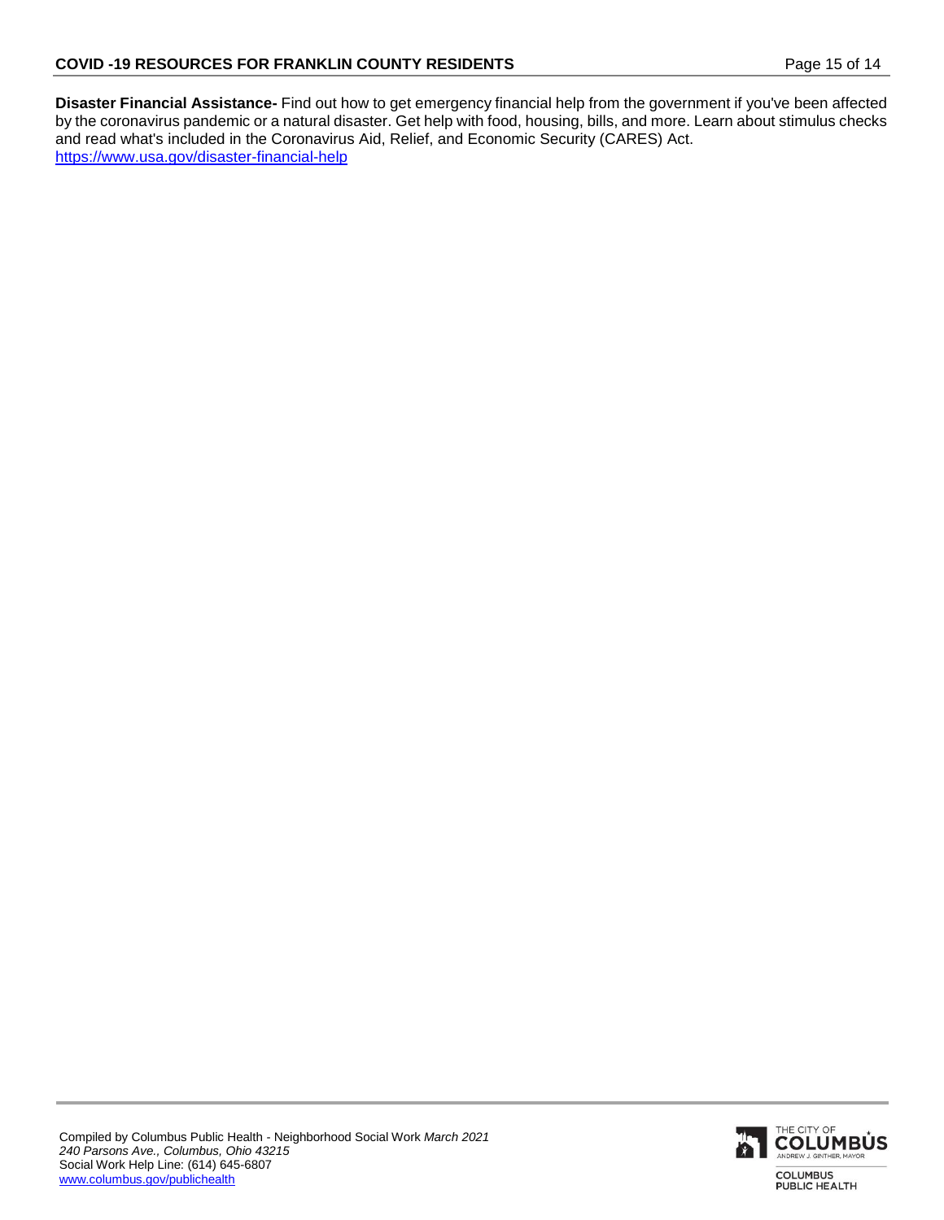**Disaster Financial Assistance-** Find out how to get emergency financial help from the government if you've been affected by the coronavirus pandemic or a natural disaster. Get help with food, housing, bills, and more. Learn about stimulus checks and read what's included in the Coronavirus Aid, Relief, and Economic Security (CARES) Act.
https://www.usa.gov/disaster-financial-help